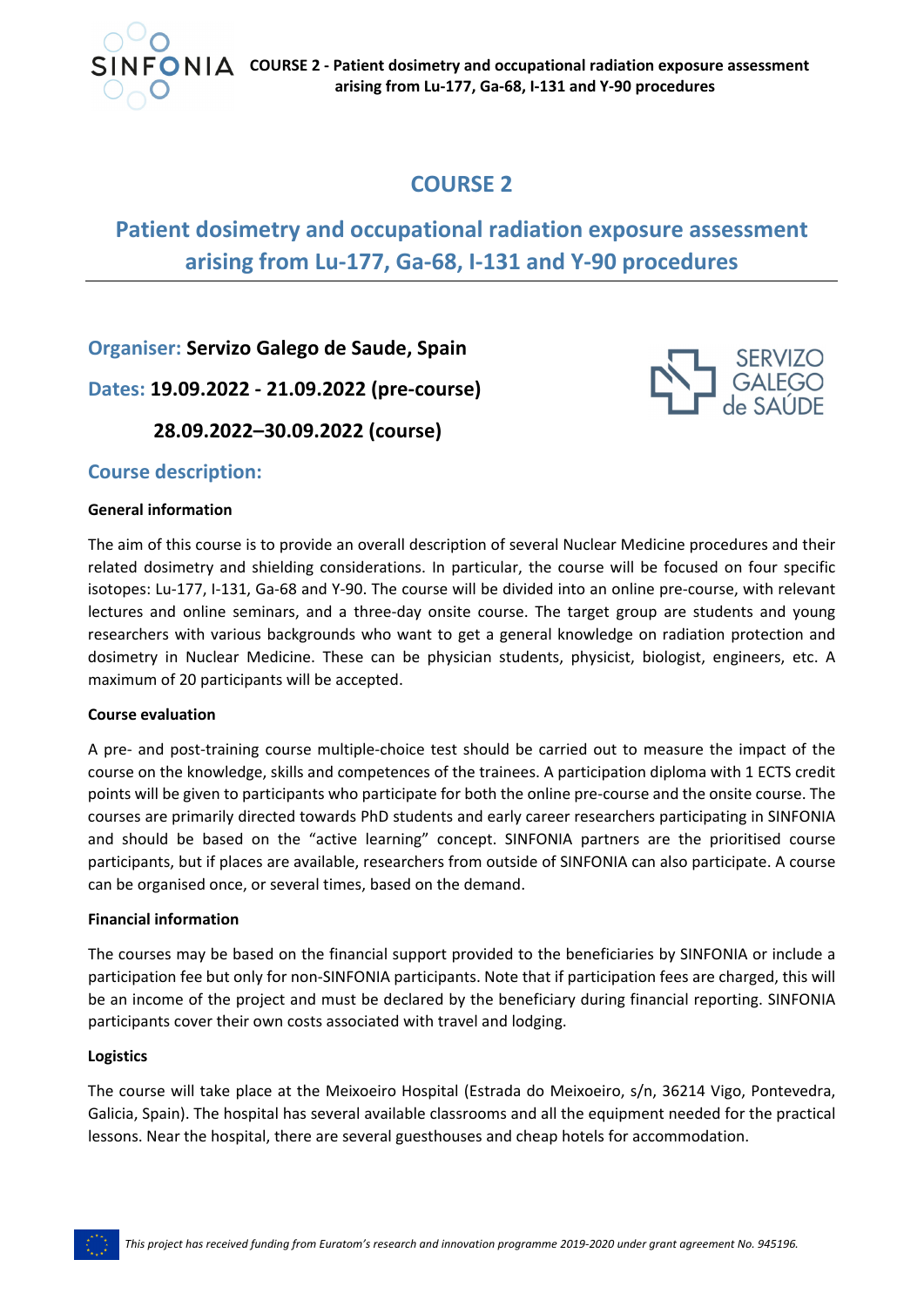# COURSE 2

## Patient dosimetry and occupational radiation exposure assessment arising from Lu-177, Ga-68, I-131 and Y-90 procedures

**Organiser:** **Servizo Galego de Saude, Spain**

**Dates:** **19.09.2022 - 21.09.2022 (pre-course)**

**28.09.2022–30.09.2022 (course)**

### Course description:

**General information**

The aim of this course is to provide an overall description of several Nuclear Medicine procedures and their related dosimetry and shielding considerations. In particular, the course will be focused on four specific isotopes: Lu-177, I-131, Ga-68 and Y-90. The course will be divided into an online pre-course, with relevant lectures and online seminars, and a three-day onsite course. The target group are students and young researchers with various backgrounds who want to get a general knowledge on radiation protection and dosimetry in Nuclear Medicine. These can be physician students, physicist, biologist, engineers, etc. A maximum of 20 participants will be accepted.

**Course evaluation**

A pre- and post-training course multiple-choice test should be carried out to measure the impact of the course on the knowledge, skills and competences of the trainees. A participation diploma with 1 ECTS credit points will be given to participants who participate for both the online pre-course and the onsite course. The courses are primarily directed towards PhD students and early career researchers participating in SINFONIA and should be based on the "active learning" concept. SINFONIA partners are the prioritised course participants, but if places are available, researchers from outside of SINFONIA can also participate. A course can be organised once, or several times, based on the demand.

**Financial information**

The courses may be based on the financial support provided to the beneficiaries by SINFONIA or include a participation fee but only for non-SINFONIA participants. Note that if participation fees are charged, this will be an income of the project and must be declared by the beneficiary during financial reporting. SINFONIA participants cover their own costs associated with travel and lodging.

**Logistics**

The course will take place at the Meixoeiro Hospital (Estrada do Meixoeiro, s/n, 36214 Vigo, Pontevedra, Galicia, Spain). The hospital has several available classrooms and all the equipment needed for the practical lessons. Near the hospital, there are several guesthouses and cheap hotels for accommodation.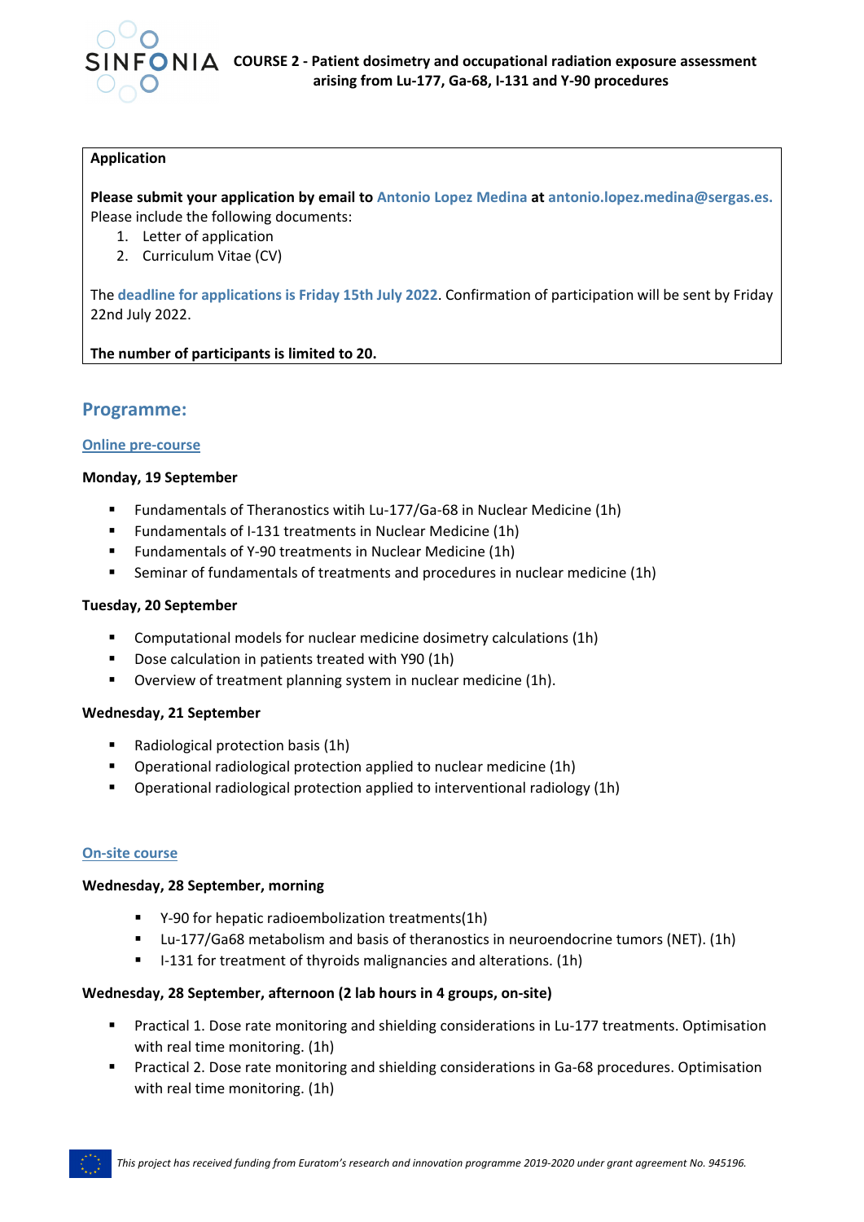**Application**

**Please submit your application by email to** Antonio Lopez Medina **at** antonio.lopez.medina@sergas.es.
Please include the following documents:

1. Letter of application
2. Curriculum Vitae (CV)

The **deadline for applications is Friday 15th July 2022**. Confirmation of participation will be sent by Friday 22nd July 2022.

**The number of participants is limited to 20.**

## Programme:

### Online pre-course

**Monday, 19 September**

- Fundamentals of Theranostics witih Lu-177/Ga-68 in Nuclear Medicine (1h)
- Fundamentals of I-131 treatments in Nuclear Medicine (1h)
- Fundamentals of Y-90 treatments in Nuclear Medicine (1h)
- Seminar of fundamentals of treatments and procedures in nuclear medicine (1h)

**Tuesday, 20 September**

- Computational models for nuclear medicine dosimetry calculations (1h)
- Dose calculation in patients treated with Y90 (1h)
- Overview of treatment planning system in nuclear medicine (1h).

**Wednesday, 21 September**

- Radiological protection basis (1h)
- Operational radiological protection applied to nuclear medicine (1h)
- Operational radiological protection applied to interventional radiology (1h)

### On-site course

**Wednesday, 28 September, morning**

- Y-90 for hepatic radioembolization treatments(1h)
- Lu-177/Ga68 metabolism and basis of theranostics in neuroendocrine tumors (NET). (1h)
- I-131 for treatment of thyroids malignancies and alterations. (1h)

**Wednesday, 28 September, afternoon (2 lab hours in 4 groups, on-site)**

- Practical 1. Dose rate monitoring and shielding considerations in Lu-177 treatments. Optimisation with real time monitoring. (1h)
- Practical 2. Dose rate monitoring and shielding considerations in Ga-68 procedures. Optimisation with real time monitoring. (1h)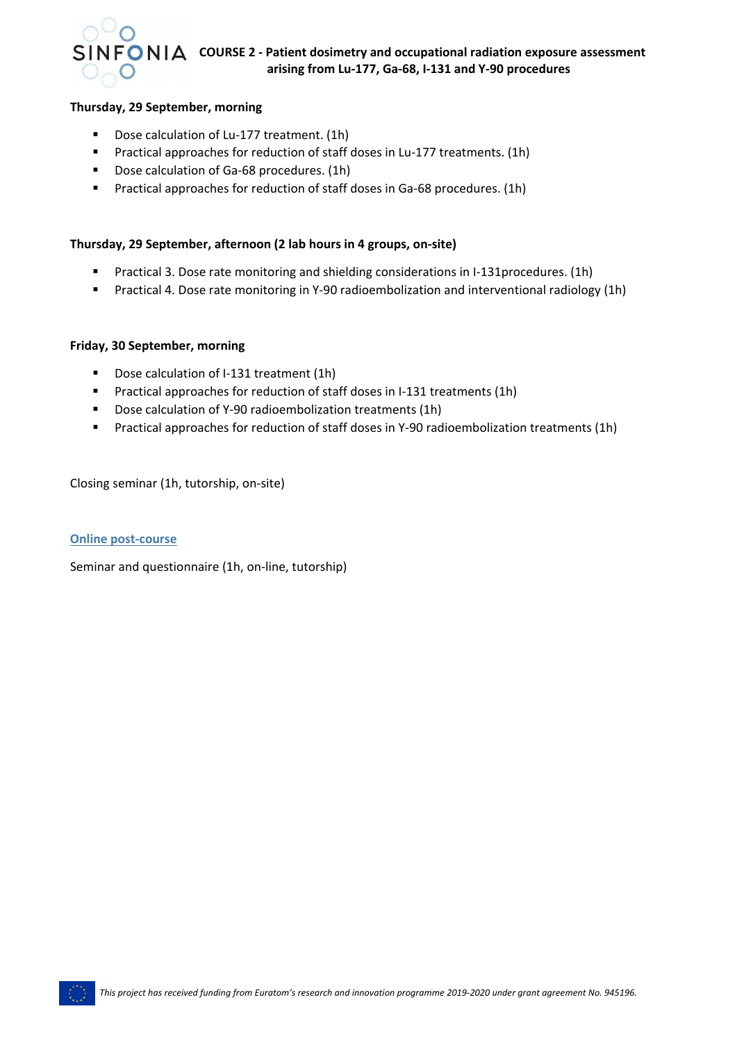**Thursday, 29 September, morning**

- Dose calculation of Lu-177 treatment. (1h)
- Practical approaches for reduction of staff doses in Lu-177 treatments. (1h)
- Dose calculation of Ga-68 procedures. (1h)
- Practical approaches for reduction of staff doses in Ga-68 procedures. (1h)

**Thursday, 29 September, afternoon (2 lab hours in 4 groups, on-site)**

- Practical 3. Dose rate monitoring and shielding considerations in I-131procedures. (1h)
- Practical 4. Dose rate monitoring in Y-90 radioembolization and interventional radiology (1h)

**Friday, 30 September, morning**

- Dose calculation of I-131 treatment (1h)
- Practical approaches for reduction of staff doses in I-131 treatments (1h)
- Dose calculation of Y-90 radioembolization treatments (1h)
- Practical approaches for reduction of staff doses in Y-90 radioembolization treatments (1h)

Closing seminar (1h, tutorship, on-site)

**Online post-course**

Seminar and questionnaire (1h, on-line, tutorship)